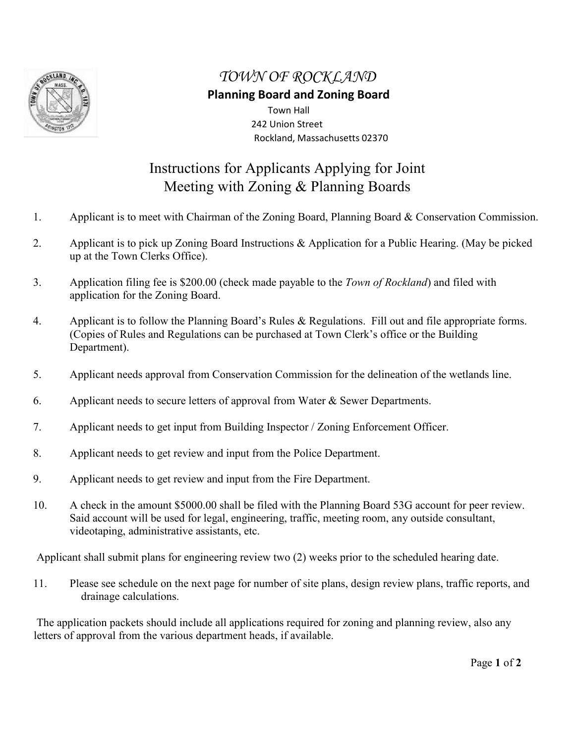# *TOWN OF ROCKLAND*

**Planning Board and Zoning Board**

Town Hall
242 Union Street
Rockland, Massachusetts 02370

## Instructions for Applicants Applying for Joint Meeting with Zoning & Planning Boards

1. Applicant is to meet with Chairman of the Zoning Board, Planning Board & Conservation Commission.

2. Applicant is to pick up Zoning Board Instructions & Application for a Public Hearing. (May be picked up at the Town Clerks Office).

3. Application filing fee is $200.00 (check made payable to the *Town of Rockland*) and filed with application for the Zoning Board.

4. Applicant is to follow the Planning Board's Rules & Regulations. Fill out and file appropriate forms. (Copies of Rules and Regulations can be purchased at Town Clerk's office or the Building Department).

5. Applicant needs approval from Conservation Commission for the delineation of the wetlands line.

6. Applicant needs to secure letters of approval from Water & Sewer Departments.

7. Applicant needs to get input from Building Inspector / Zoning Enforcement Officer.

8. Applicant needs to get review and input from the Police Department.

9. Applicant needs to get review and input from the Fire Department.

10. A check in the amount $5000.00 shall be filed with the Planning Board 53G account for peer review. Said account will be used for legal, engineering, traffic, meeting room, any outside consultant, videotaping, administrative assistants, etc.

Applicant shall submit plans for engineering review two (2) weeks prior to the scheduled hearing date.

11. Please see schedule on the next page for number of site plans, design review plans, traffic reports, and drainage calculations.

The application packets should include all applications required for zoning and planning review, also any letters of approval from the various department heads, if available.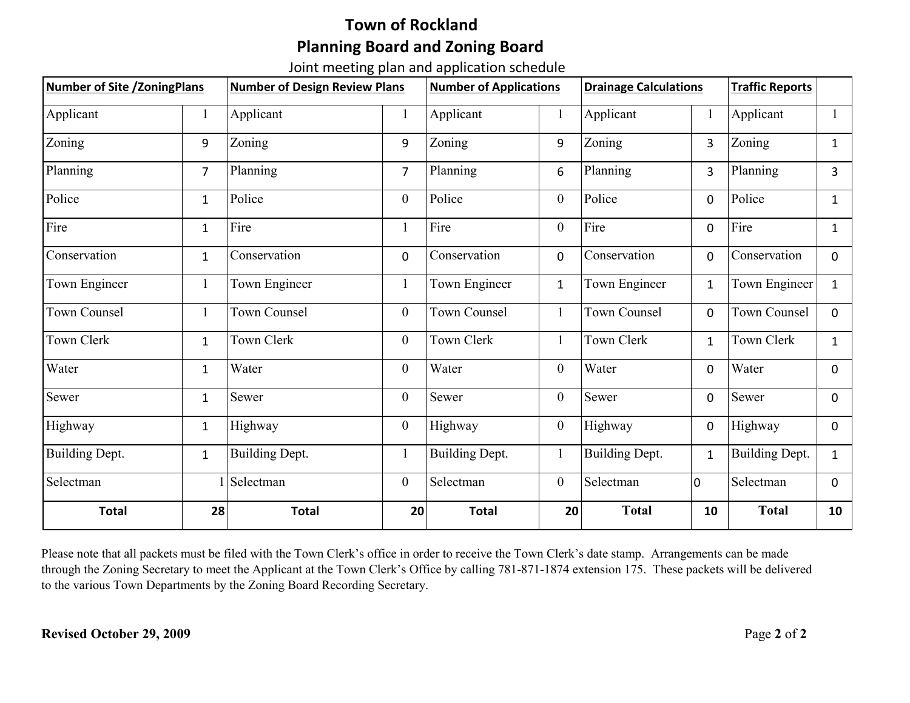# Town of Rockland

## Planning Board and Zoning Board

Joint meeting plan and application schedule

| **Number of Site /ZoningPlans** | | **Number of Design Review Plans** | | **Number of Applications** | | **Drainage Calculations** | | **Traffic Reports** | |
|---|---|---|---|---|---|---|---|---|---|
| Applicant | 1 | Applicant | 1 | Applicant | 1 | Applicant | 1 | Applicant | 1 |
| Zoning | 9 | Zoning | 9 | Zoning | 9 | Zoning | 3 | Zoning | 1 |
| Planning | 7 | Planning | 7 | Planning | 6 | Planning | 3 | Planning | 3 |
| Police | 1 | Police | 0 | Police | 0 | Police | 0 | Police | 1 |
| Fire | 1 | Fire | 1 | Fire | 0 | Fire | 0 | Fire | 1 |
| Conservation | 1 | Conservation | 0 | Conservation | 0 | Conservation | 0 | Conservation | 0 |
| Town Engineer | 1 | Town Engineer | 1 | Town Engineer | 1 | Town Engineer | 1 | Town Engineer | 1 |
| Town Counsel | 1 | Town Counsel | 0 | Town Counsel | 1 | Town Counsel | 0 | Town Counsel | 0 |
| Town Clerk | 1 | Town Clerk | 0 | Town Clerk | 1 | Town Clerk | 1 | Town Clerk | 1 |
| Water | 1 | Water | 0 | Water | 0 | Water | 0 | Water | 0 |
| Sewer | 1 | Sewer | 0 | Sewer | 0 | Sewer | 0 | Sewer | 0 |
| Highway | 1 | Highway | 0 | Highway | 0 | Highway | 0 | Highway | 0 |
| Building Dept. | 1 | Building Dept. | 1 | Building Dept. | 1 | Building Dept. | 1 | Building Dept. | 1 |
| Selectman | 1 | Selectman | 0 | Selectman | 0 | Selectman | 0 | Selectman | 0 |
| **Total** | **28** | **Total** | **20** | **Total** | **20** | **Total** | **10** | **Total** | **10** |

Please note that all packets must be filed with the Town Clerk's office in order to receive the Town Clerk's date stamp. Arrangements can be made through the Zoning Secretary to meet the Applicant at the Town Clerk's Office by calling 781-871-1874 extension 175. These packets will be delivered to the various Town Departments by the Zoning Board Recording Secretary.

**Revised October 29, 2009**